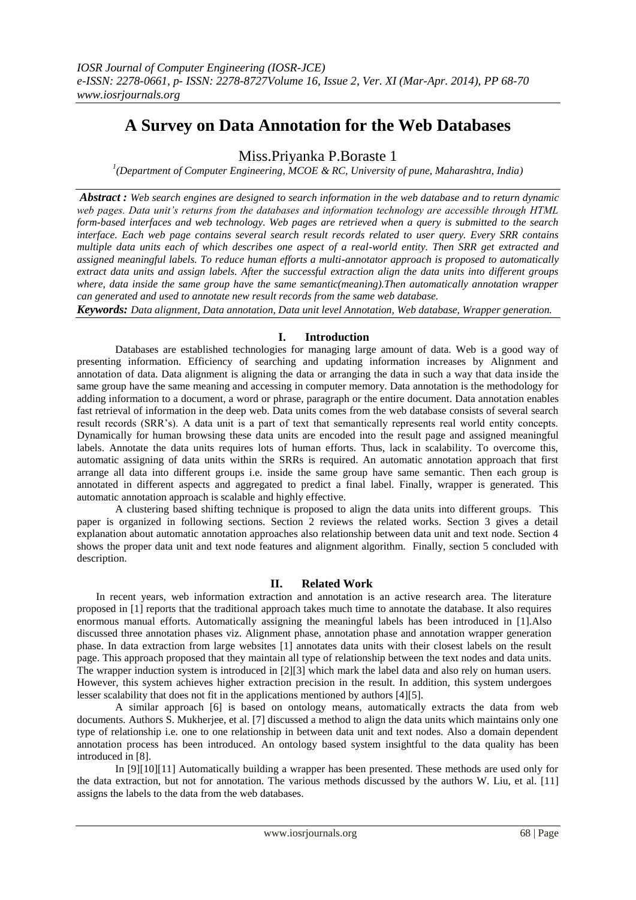# A Survey on Data Annotation for the Web Databases

Miss.Priyanka P.Boraste 1

[1](Department of Computer Engineering, MCOE & RC, University of pune, Maharashtra, India)

***Abstract :*** *Web search engines are designed to search information in the web database and to return dynamic web pages. Data unit's returns from the databases and information technology are accessible through HTML form-based interfaces and web technology. Web pages are retrieved when a query is submitted to the search interface. Each web page contains several search result records related to user query. Every SRR contains multiple data units each of which describes one aspect of a real-world entity. Then SRR get extracted and assigned meaningful labels. To reduce human efforts a multi-annotator approach is proposed to automatically extract data units and assign labels. After the successful extraction align the data units into different groups where, data inside the same group have the same semantic(meaning).Then automatically annotation wrapper can generated and used to annotate new result records from the same web database.*

***Keywords:*** *Data alignment, Data annotation, Data unit level Annotation, Web database, Wrapper generation.*

## I. Introduction

Databases are established technologies for managing large amount of data. Web is a good way of presenting information. Efficiency of searching and updating information increases by Alignment and annotation of data. Data alignment is aligning the data or arranging the data in such a way that data inside the same group have the same meaning and accessing in computer memory. Data annotation is the methodology for adding information to a document, a word or phrase, paragraph or the entire document. Data annotation enables fast retrieval of information in the deep web. Data units comes from the web database consists of several search result records (SRR's). A data unit is a part of text that semantically represents real world entity concepts. Dynamically for human browsing these data units are encoded into the result page and assigned meaningful labels. Annotate the data units requires lots of human efforts. Thus, lack in scalability. To overcome this, automatic assigning of data units within the SRRs is required. An automatic annotation approach that first arrange all data into different groups i.e. inside the same group have same semantic. Then each group is annotated in different aspects and aggregated to predict a final label. Finally, wrapper is generated. This automatic annotation approach is scalable and highly effective.

A clustering based shifting technique is proposed to align the data units into different groups. This paper is organized in following sections. Section 2 reviews the related works. Section 3 gives a detail explanation about automatic annotation approaches also relationship between data unit and text node. Section 4 shows the proper data unit and text node features and alignment algorithm. Finally, section 5 concluded with description.

## II. Related Work

In recent years, web information extraction and annotation is an active research area. The literature proposed in [1] reports that the traditional approach takes much time to annotate the database. It also requires enormous manual efforts. Automatically assigning the meaningful labels has been introduced in [1].Also discussed three annotation phases viz. Alignment phase, annotation phase and annotation wrapper generation phase. In data extraction from large websites [1] annotates data units with their closest labels on the result page. This approach proposed that they maintain all type of relationship between the text nodes and data units. The wrapper induction system is introduced in [2][3] which mark the label data and also rely on human users. However, this system achieves higher extraction precision in the result. In addition, this system undergoes lesser scalability that does not fit in the applications mentioned by authors [4][5].

A similar approach [6] is based on ontology means, automatically extracts the data from web documents. Authors S. Mukherjee, et al. [7] discussed a method to align the data units which maintains only one type of relationship i.e. one to one relationship in between data unit and text nodes. Also a domain dependent annotation process has been introduced. An ontology based system insightful to the data quality has been introduced in [8].

In [9][10][11] Automatically building a wrapper has been presented. These methods are used only for the data extraction, but not for annotation. The various methods discussed by the authors W. Liu, et al. [11] assigns the labels to the data from the web databases.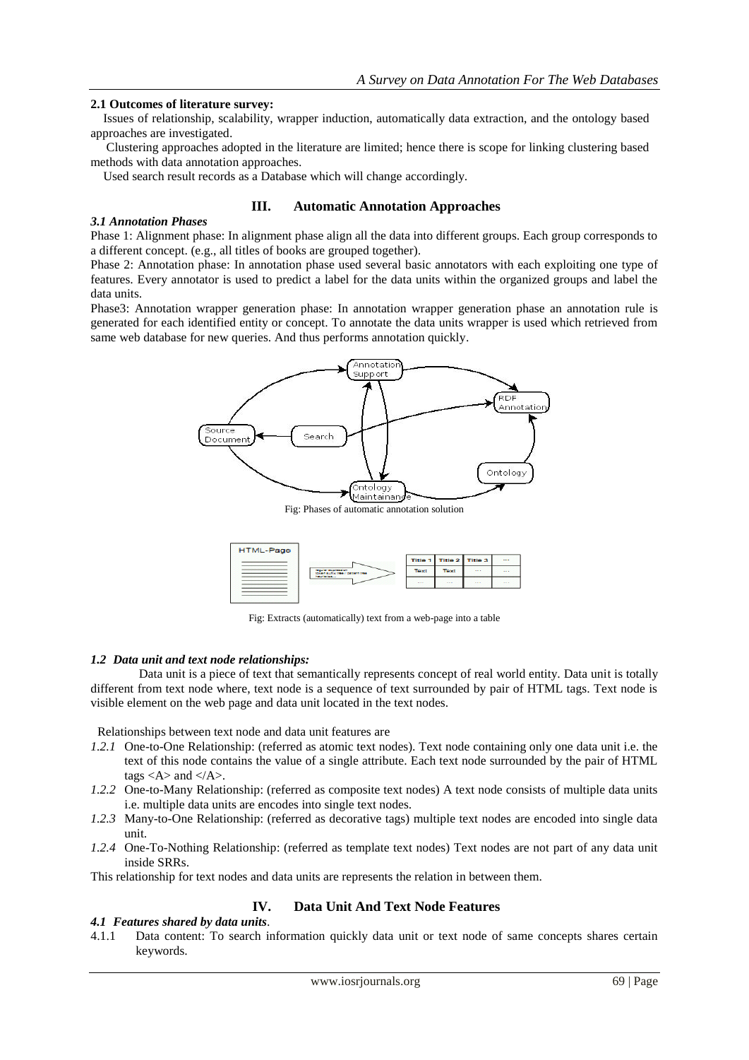**2.1 Outcomes of literature survey:**

Issues of relationship, scalability, wrapper induction, automatically data extraction, and the ontology based approaches are investigated.

Clustering approaches adopted in the literature are limited; hence there is scope for linking clustering based methods with data annotation approaches.

Used search result records as a Database which will change accordingly.

## III. Automatic Annotation Approaches

### *3.1 Annotation Phases*

Phase 1: Alignment phase: In alignment phase align all the data into different groups. Each group corresponds to a different concept. (e.g., all titles of books are grouped together).

Phase 2: Annotation phase: In annotation phase used several basic annotators with each exploiting one type of features. Every annotator is used to predict a label for the data units within the organized groups and label the data units.

Phase3: Annotation wrapper generation phase: In annotation wrapper generation phase an annotation rule is generated for each identified entity or concept. To annotate the data units wrapper is used which retrieved from same web database for new queries. And thus performs annotation quickly.

Fig: Phases of automatic annotation solution

Fig: Extracts (automatically) text from a web-page into a table

### *1.2 Data unit and text node relationships:*

Data unit is a piece of text that semantically represents concept of real world entity. Data unit is totally different from text node where, text node is a sequence of text surrounded by pair of HTML tags. Text node is visible element on the web page and data unit located in the text nodes.

Relationships between text node and data unit features are

*1.2.1* One-to-One Relationship: (referred as atomic text nodes). Text node containing only one data unit i.e. the text of this node contains the value of a single attribute. Each text node surrounded by the pair of HTML tags <A> and </A>.

*1.2.2* One-to-Many Relationship: (referred as composite text nodes) A text node consists of multiple data units i.e. multiple data units are encodes into single text nodes.

*1.2.3* Many-to-One Relationship: (referred as decorative tags) multiple text nodes are encoded into single data unit.

*1.2.4* One-To-Nothing Relationship: (referred as template text nodes) Text nodes are not part of any data unit inside SRRs.

This relationship for text nodes and data units are represents the relation in between them.

## IV. Data Unit And Text Node Features

### *4.1 Features shared by data units*.

4.1.1 Data content: To search information quickly data unit or text node of same concepts shares certain keywords.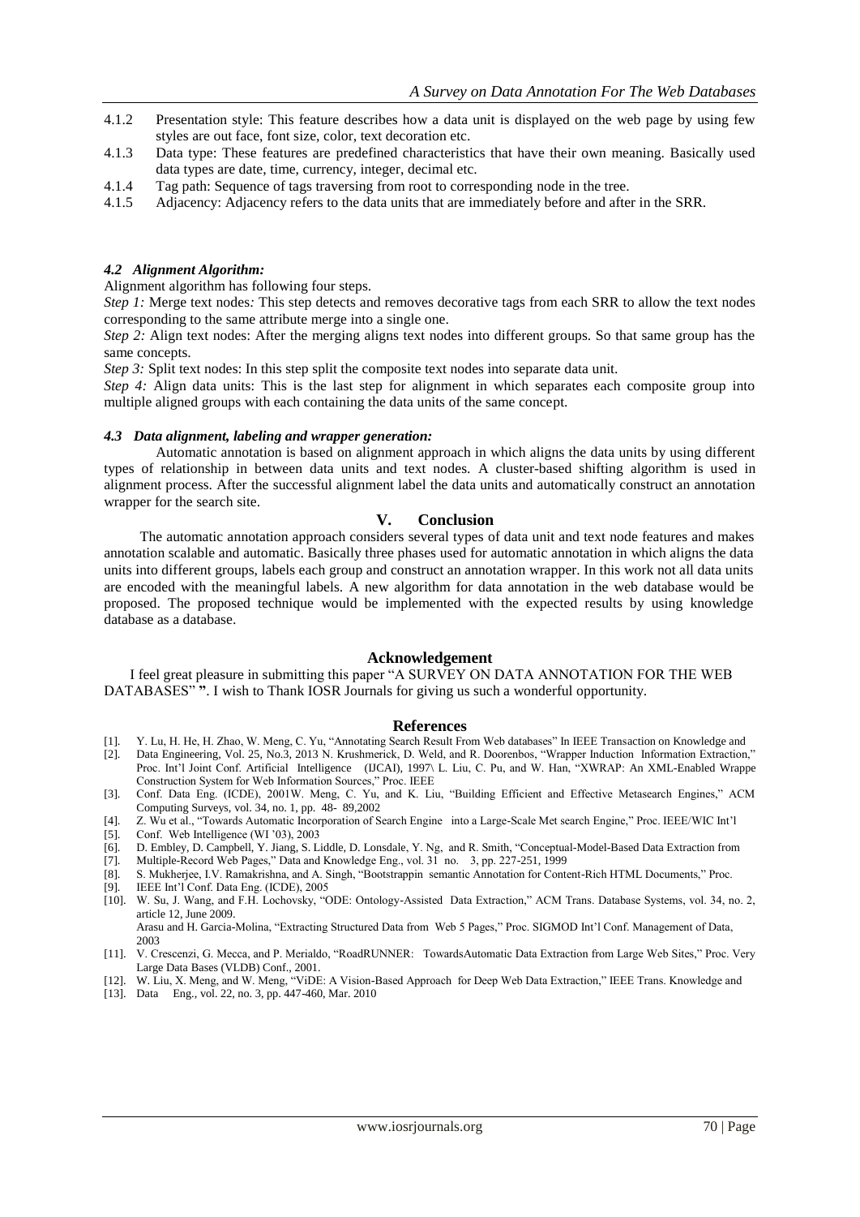4.1.2 Presentation style: This feature describes how a data unit is displayed on the web page by using few styles are out face, font size, color, text decoration etc.

4.1.3 Data type: These features are predefined characteristics that have their own meaning. Basically used data types are date, time, currency, integer, decimal etc.

4.1.4 Tag path: Sequence of tags traversing from root to corresponding node in the tree.

4.1.5 Adjacency: Adjacency refers to the data units that are immediately before and after in the SRR.

### *4.2 Alignment Algorithm:*

Alignment algorithm has following four steps.

*Step 1:* Merge text nodes*:* This step detects and removes decorative tags from each SRR to allow the text nodes corresponding to the same attribute merge into a single one.

*Step 2:* Align text nodes: After the merging aligns text nodes into different groups. So that same group has the same concepts.

*Step 3:* Split text nodes: In this step split the composite text nodes into separate data unit.

*Step 4:* Align data units: This is the last step for alignment in which separates each composite group into multiple aligned groups with each containing the data units of the same concept.

### *4.3 Data alignment, labeling and wrapper generation:*

Automatic annotation is based on alignment approach in which aligns the data units by using different types of relationship in between data units and text nodes. A cluster-based shifting algorithm is used in alignment process. After the successful alignment label the data units and automatically construct an annotation wrapper for the search site.

## V. Conclusion

The automatic annotation approach considers several types of data unit and text node features and makes annotation scalable and automatic. Basically three phases used for automatic annotation in which aligns the data units into different groups, labels each group and construct an annotation wrapper. In this work not all data units are encoded with the meaningful labels. A new algorithm for data annotation in the web database would be proposed. The proposed technique would be implemented with the expected results by using knowledge database as a database.

## Acknowledgement

I feel great pleasure in submitting this paper "A SURVEY ON DATA ANNOTATION FOR THE WEB DATABASES" **"**. I wish to Thank IOSR Journals for giving us such a wonderful opportunity.

## References

[1]. Y. Lu, H. He, H. Zhao, W. Meng, C. Yu, "Annotating Search Result From Web databases" In IEEE Transaction on Knowledge and

[2]. Data Engineering, Vol. 25, No.3, 2013 N. Krushmerick, D. Weld, and R. Doorenbos, "Wrapper Induction Information Extraction," Proc. Int'l Joint Conf. Artificial Intelligence (IJCAI), 1997\ L. Liu, C. Pu, and W. Han, "XWRAP: An XML-Enabled Wrappe Construction System for Web Information Sources," Proc. IEEE

[3]. Conf. Data Eng. (ICDE), 2001W. Meng, C. Yu, and K. Liu, "Building Efficient and Effective Metasearch Engines," ACM Computing Surveys, vol. 34, no. 1, pp. 48- 89,2002

[4]. Z. Wu et al., "Towards Automatic Incorporation of Search Engine into a Large-Scale Met search Engine," Proc. IEEE/WIC Int'l

[5]. Conf. Web Intelligence (WI '03), 2003

[6]. D. Embley, D. Campbell, Y. Jiang, S. Liddle, D. Lonsdale, Y. Ng, and R. Smith, "Conceptual-Model-Based Data Extraction from

[7]. Multiple-Record Web Pages," Data and Knowledge Eng., vol. 31 no. 3, pp. 227-251, 1999

[8]. S. Mukherjee, I.V. Ramakrishna, and A. Singh, "Bootstrappin semantic Annotation for Content-Rich HTML Documents," Proc.

[9]. IEEE Int'l Conf. Data Eng. (ICDE), 2005

[10]. W. Su, J. Wang, and F.H. Lochovsky, "ODE: Ontology-Assisted Data Extraction," ACM Trans. Database Systems, vol. 34, no. 2, article 12, June 2009.
Arasu and H. Garcia-Molina, "Extracting Structured Data from Web 5 Pages," Proc. SIGMOD Int'l Conf. Management of Data, 2003

[11]. V. Crescenzi, G. Mecca, and P. Merialdo, "RoadRUNNER: TowardsAutomatic Data Extraction from Large Web Sites," Proc. Very Large Data Bases (VLDB) Conf., 2001.

[12]. W. Liu, X. Meng, and W. Meng, "ViDE: A Vision-Based Approach for Deep Web Data Extraction," IEEE Trans. Knowledge and

[13]. Data Eng., vol. 22, no. 3, pp. 447-460, Mar. 2010